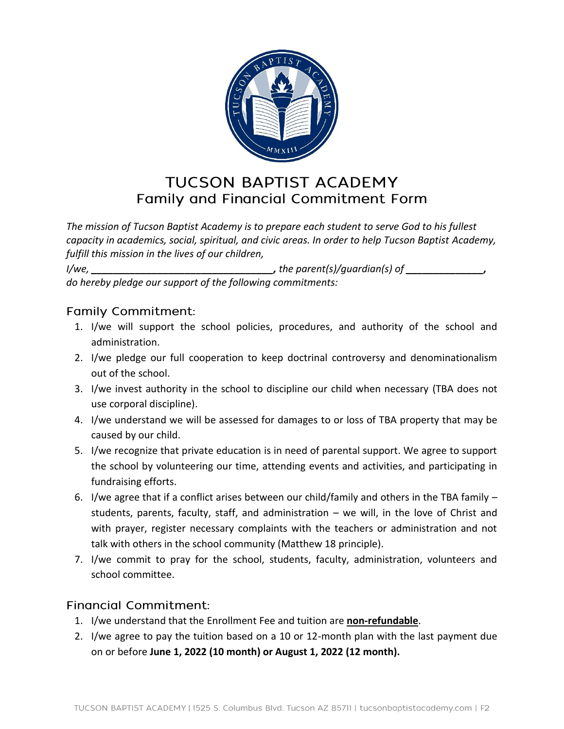# TUCSON BAPTIST ACADEMY

## Family and Financial Commitment Form

*The mission of Tucson Baptist Academy is to prepare each student to serve God to his fullest capacity in academics, social, spiritual, and civic areas. In order to help Tucson Baptist Academy, fulfill this mission in the lives of our children,*

*I/we, ________________________________, the parent(s)/guardian(s) of ______________, do hereby pledge our support of the following commitments:*

### Family Commitment:

1. I/we will support the school policies, procedures, and authority of the school and administration.
2. I/we pledge our full cooperation to keep doctrinal controversy and denominationalism out of the school.
3. I/we invest authority in the school to discipline our child when necessary (TBA does not use corporal discipline).
4. I/we understand we will be assessed for damages to or loss of TBA property that may be caused by our child.
5. I/we recognize that private education is in need of parental support. We agree to support the school by volunteering our time, attending events and activities, and participating in fundraising efforts.
6. I/we agree that if a conflict arises between our child/family and others in the TBA family – students, parents, faculty, staff, and administration – we will, in the love of Christ and with prayer, register necessary complaints with the teachers or administration and not talk with others in the school community (Matthew 18 principle).
7. I/we commit to pray for the school, students, faculty, administration, volunteers and school committee.

### Financial Commitment:

1. I/we understand that the Enrollment Fee and tuition are **non-refundable**.
2. I/we agree to pay the tuition based on a 10 or 12-month plan with the last payment due on or before **June 1, 2022 (10 month) or August 1, 2022 (12 month).**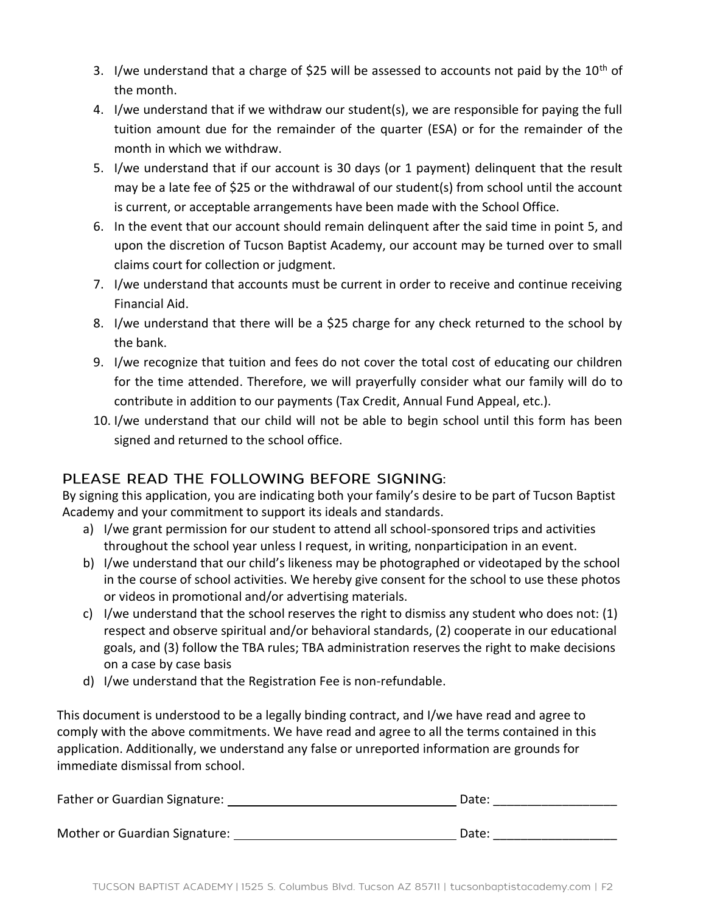3. I/we understand that a charge of $25 will be assessed to accounts not paid by the 10th of the month.
4. I/we understand that if we withdraw our student(s), we are responsible for paying the full tuition amount due for the remainder of the quarter (ESA) or for the remainder of the month in which we withdraw.
5. I/we understand that if our account is 30 days (or 1 payment) delinquent that the result may be a late fee of $25 or the withdrawal of our student(s) from school until the account is current, or acceptable arrangements have been made with the School Office.
6. In the event that our account should remain delinquent after the said time in point 5, and upon the discretion of Tucson Baptist Academy, our account may be turned over to small claims court for collection or judgment.
7. I/we understand that accounts must be current in order to receive and continue receiving Financial Aid.
8. I/we understand that there will be a $25 charge for any check returned to the school by the bank.
9. I/we recognize that tuition and fees do not cover the total cost of educating our children for the time attended. Therefore, we will prayerfully consider what our family will do to contribute in addition to our payments (Tax Credit, Annual Fund Appeal, etc.).
10. I/we understand that our child will not be able to begin school until this form has been signed and returned to the school office.

## PLEASE READ THE FOLLOWING BEFORE SIGNING:

By signing this application, you are indicating both your family's desire to be part of Tucson Baptist Academy and your commitment to support its ideals and standards.

a) I/we grant permission for our student to attend all school-sponsored trips and activities throughout the school year unless I request, in writing, nonparticipation in an event.
b) I/we understand that our child's likeness may be photographed or videotaped by the school in the course of school activities. We hereby give consent for the school to use these photos or videos in promotional and/or advertising materials.
c) I/we understand that the school reserves the right to dismiss any student who does not: (1) respect and observe spiritual and/or behavioral standards, (2) cooperate in our educational goals, and (3) follow the TBA rules; TBA administration reserves the right to make decisions on a case by case basis
d) I/we understand that the Registration Fee is non-refundable.

This document is understood to be a legally binding contract, and I/we have read and agree to comply with the above commitments. We have read and agree to all the terms contained in this application. Additionally, we understand any false or unreported information are grounds for immediate dismissal from school.

Father or Guardian Signature: ________________________________ Date: __________________

Mother or Guardian Signature: ________________________________ Date: __________________